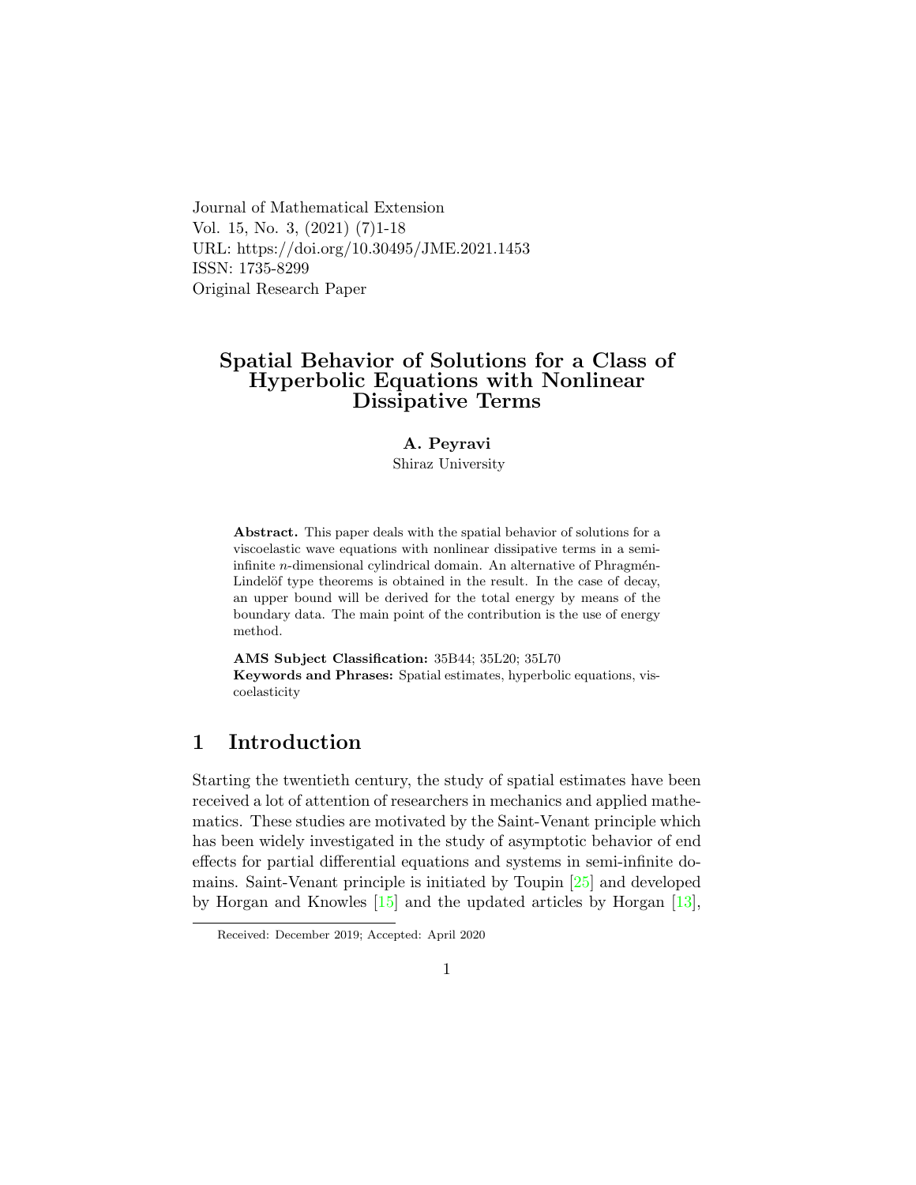Journal of Mathematical Extension
Vol. 15, No. 3, (2021) (7)1-18
URL: https://doi.org/10.30495/JME.2021.1453
ISSN: 1735-8299
Original Research Paper

# Spatial Behavior of Solutions for a Class of Hyperbolic Equations with Nonlinear Dissipative Terms

**A. Peyravi**
Shiraz University

**Abstract.** This paper deals with the spatial behavior of solutions for a viscoelastic wave equations with nonlinear dissipative terms in a semi-infinite $n$-dimensional cylindrical domain. An alternative of Phragmén-Lindelöf type theorems is obtained in the result. In the case of decay, an upper bound will be derived for the total energy by means of the boundary data. The main point of the contribution is the use of energy method.

**AMS Subject Classification:** 35B44; 35L20; 35L70
**Keywords and Phrases:** Spatial estimates, hyperbolic equations, viscoelasticity

## 1 Introduction

Starting the twentieth century, the study of spatial estimates have been received a lot of attention of researchers in mechanics and applied mathematics. These studies are motivated by the Saint-Venant principle which has been widely investigated in the study of asymptotic behavior of end effects for partial differential equations and systems in semi-infinite domains. Saint-Venant principle is initiated by Toupin [25] and developed by Horgan and Knowles [15] and the updated articles by Horgan [13],

Received: December 2019; Accepted: April 2020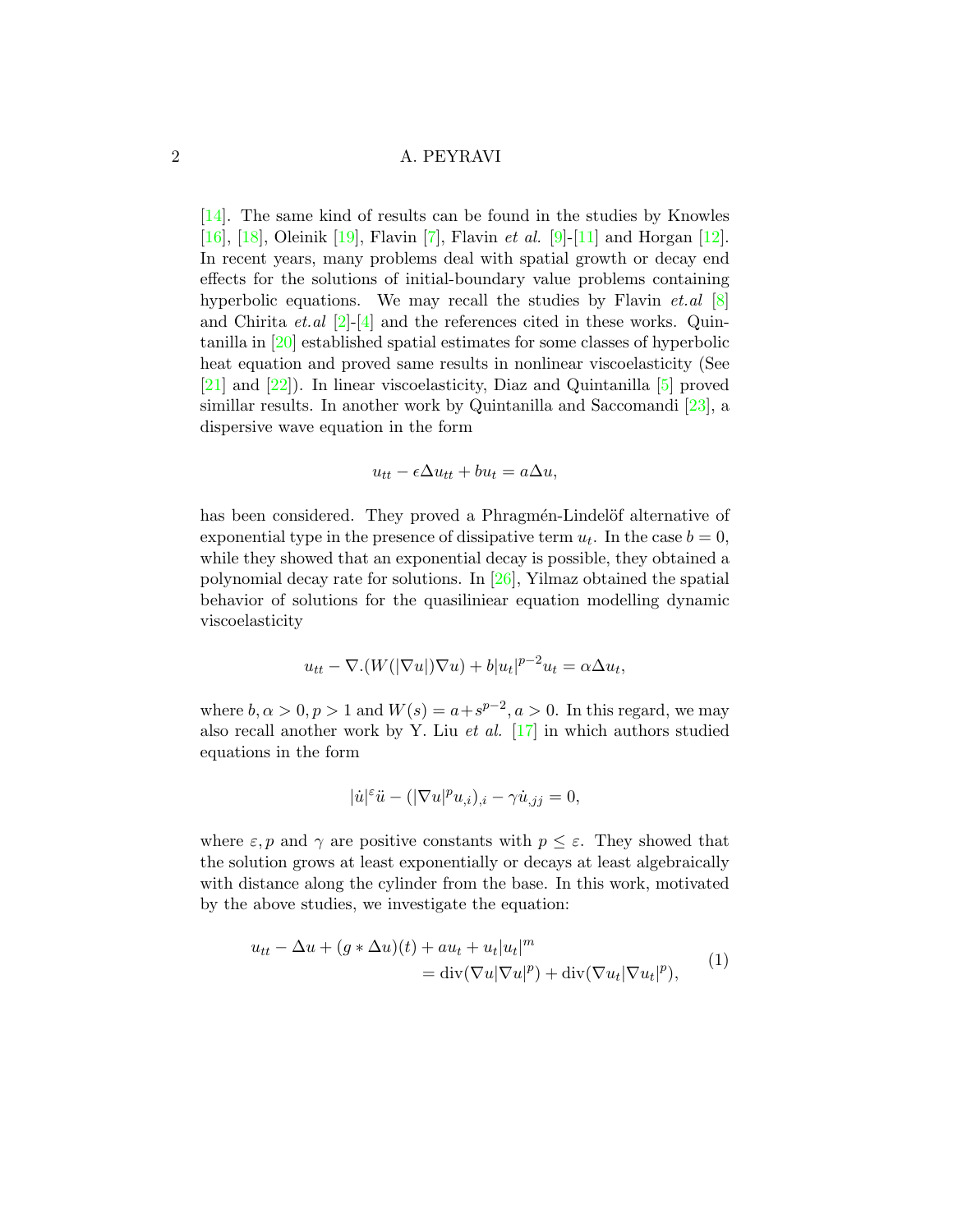[14]. The same kind of results can be found in the studies by Knowles [16], [18], Oleinik [19], Flavin [7], Flavin *et al.* [9]-[11] and Horgan [12]. In recent years, many problems deal with spatial growth or decay end effects for the solutions of initial-boundary value problems containing hyperbolic equations. We may recall the studies by Flavin *et.al* [8] and Chirita *et.al* [2]-[4] and the references cited in these works. Quintanilla in [20] established spatial estimates for some classes of hyperbolic heat equation and proved same results in nonlinear viscoelasticity (See [21] and [22]). In linear viscoelasticity, Diaz and Quintanilla [5] proved simillar results. In another work by Quintanilla and Saccomandi [23], a dispersive wave equation in the form

$$u_{tt} - \epsilon \Delta u_{tt} + b u_t = a \Delta u,$$

has been considered. They proved a Phragmén-Lindelöf alternative of exponential type in the presence of dissipative term $u_t$. In the case $b = 0$, while they showed that an exponential decay is possible, they obtained a polynomial decay rate for solutions. In [26], Yilmaz obtained the spatial behavior of solutions for the quasiliniear equation modelling dynamic viscoelasticity

$$u_{tt} - \nabla.(W(|\nabla u|)\nabla u) + b|u_t|^{p-2}u_t = \alpha \Delta u_t,$$

where $b, \alpha > 0, p > 1$ and $W(s) = a + s^{p-2}, a > 0$. In this regard, we may also recall another work by Y. Liu *et al.* [17] in which authors studied equations in the form

$$|\dot{u}|^{\varepsilon}\ddot{u} - (|\nabla u|^p u_{,i})_{,i} - \gamma \dot{u}_{,jj} = 0,$$

where $\varepsilon, p$ and $\gamma$ are positive constants with $p \leq \varepsilon$. They showed that the solution grows at least exponentially or decays at least algebraically with distance along the cylinder from the base. In this work, motivated by the above studies, we investigate the equation:

$$\begin{aligned} u_{tt} - \Delta u + (g * \Delta u)(t) + a u_t + u_t|u_t|^m \\ = \operatorname{div}(\nabla u|\nabla u|^p) + \operatorname{div}(\nabla u_t|\nabla u_t|^p), \end{aligned} \tag{1}$$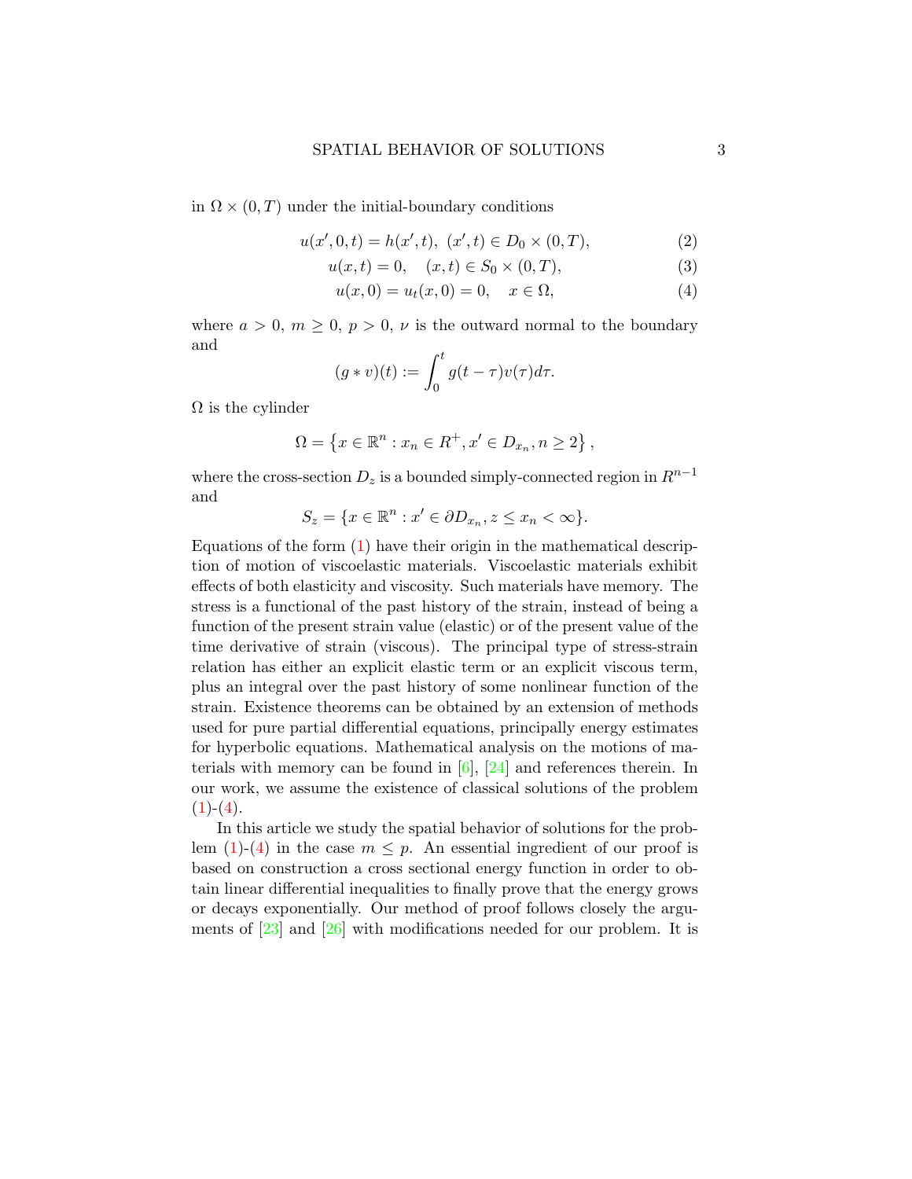in $\Omega \times (0,T)$ under the initial-boundary conditions

$$u(x',0,t) = h(x',t),\ (x',t) \in D_0 \times (0,T), \tag{2}$$

$$u(x,t) = 0, \quad (x,t) \in S_0 \times (0,T), \tag{3}$$

$$u(x,0) = u_t(x,0) = 0, \quad x \in \Omega, \tag{4}$$

where $a > 0$, $m \geq 0$, $p > 0$, $\nu$ is the outward normal to the boundary and

$$(g * v)(t) := \int_0^t g(t-\tau)v(\tau)d\tau.$$

$\Omega$ is the cylinder

$$\Omega = \left\{ x \in \mathbb{R}^n : x_n \in R^+, x' \in D_{x_n}, n \geq 2 \right\},$$

where the cross-section $D_z$ is a bounded simply-connected region in $R^{n-1}$ and

$$S_z = \{ x \in \mathbb{R}^n : x' \in \partial D_{x_n}, z \leq x_n < \infty \}.$$

Equations of the form (1) have their origin in the mathematical description of motion of viscoelastic materials. Viscoelastic materials exhibit effects of both elasticity and viscosity. Such materials have memory. The stress is a functional of the past history of the strain, instead of being a function of the present strain value (elastic) or of the present value of the time derivative of strain (viscous). The principal type of stress-strain relation has either an explicit elastic term or an explicit viscous term, plus an integral over the past history of some nonlinear function of the strain. Existence theorems can be obtained by an extension of methods used for pure partial differential equations, principally energy estimates for hyperbolic equations. Mathematical analysis on the motions of materials with memory can be found in [6], [24] and references therein. In our work, we assume the existence of classical solutions of the problem (1)-(4).

In this article we study the spatial behavior of solutions for the problem (1)-(4) in the case $m \leq p$. An essential ingredient of our proof is based on construction a cross sectional energy function in order to obtain linear differential inequalities to finally prove that the energy grows or decays exponentially. Our method of proof follows closely the arguments of [23] and [26] with modifications needed for our problem. It is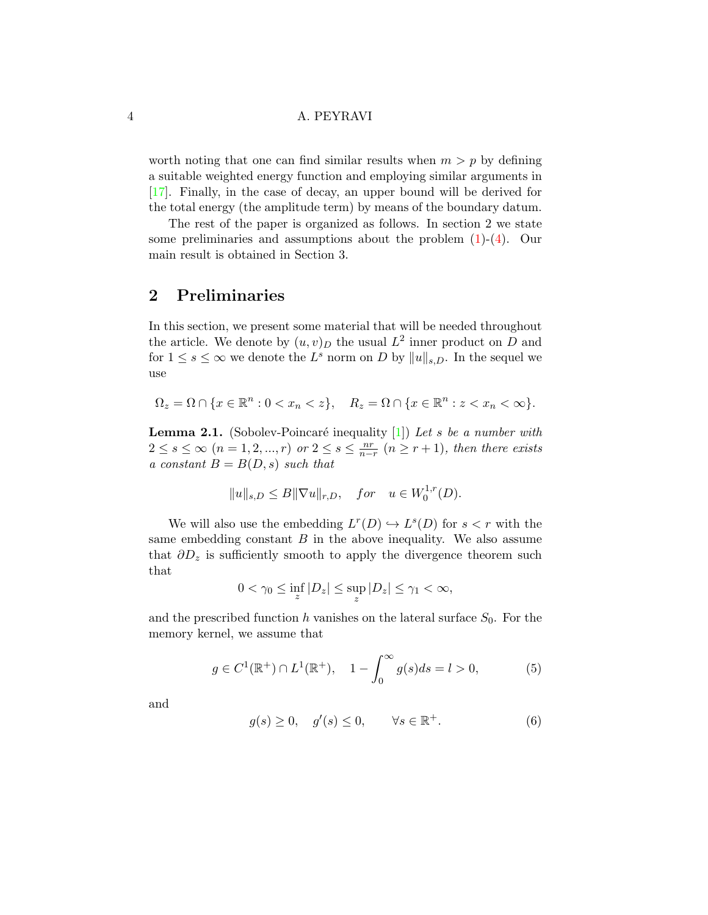worth noting that one can find similar results when $m > p$ by defining a suitable weighted energy function and employing similar arguments in [17]. Finally, in the case of decay, an upper bound will be derived for the total energy (the amplitude term) by means of the boundary datum.

The rest of the paper is organized as follows. In section 2 we state some preliminaries and assumptions about the problem (1)-(4). Our main result is obtained in Section 3.

## 2 Preliminaries

In this section, we present some material that will be needed throughout the article. We denote by $(u, v)_D$ the usual $L^2$ inner product on $D$ and for $1 \le s \le \infty$ we denote the $L^s$ norm on $D$ by $\|u\|_{s,D}$. In the sequel we use

$$\Omega_z = \Omega \cap \{x \in \mathbb{R}^n : 0 < x_n < z\}, \quad R_z = \Omega \cap \{x \in \mathbb{R}^n : z < x_n < \infty\}.$$

**Lemma 2.1.** (Sobolev-Poincaré inequality [1]) *Let $s$ be a number with $2 \le s \le \infty$ $(n = 1, 2, ..., r)$ or $2 \le s \le \frac{nr}{n-r}$ $(n \ge r+1)$, then there exists a constant $B = B(D, s)$ such that*

$$\|u\|_{s,D} \le B\|\nabla u\|_{r,D}, \quad for \quad u \in W_0^{1,r}(D).$$

We will also use the embedding $L^r(D) \hookrightarrow L^s(D)$ for $s < r$ with the same embedding constant $B$ in the above inequality. We also assume that $\partial D_z$ is sufficiently smooth to apply the divergence theorem such that

$$0 < \gamma_0 \le \inf_z |D_z| \le \sup_z |D_z| \le \gamma_1 < \infty,$$

and the prescribed function $h$ vanishes on the lateral surface $S_0$. For the memory kernel, we assume that

$$g \in C^1(\mathbb{R}^+) \cap L^1(\mathbb{R}^+), \quad 1 - \int_0^\infty g(s)ds = l > 0, \tag{5}$$

and

$$g(s) \ge 0, \quad g'(s) \le 0, \qquad \forall s \in \mathbb{R}^+. \tag{6}$$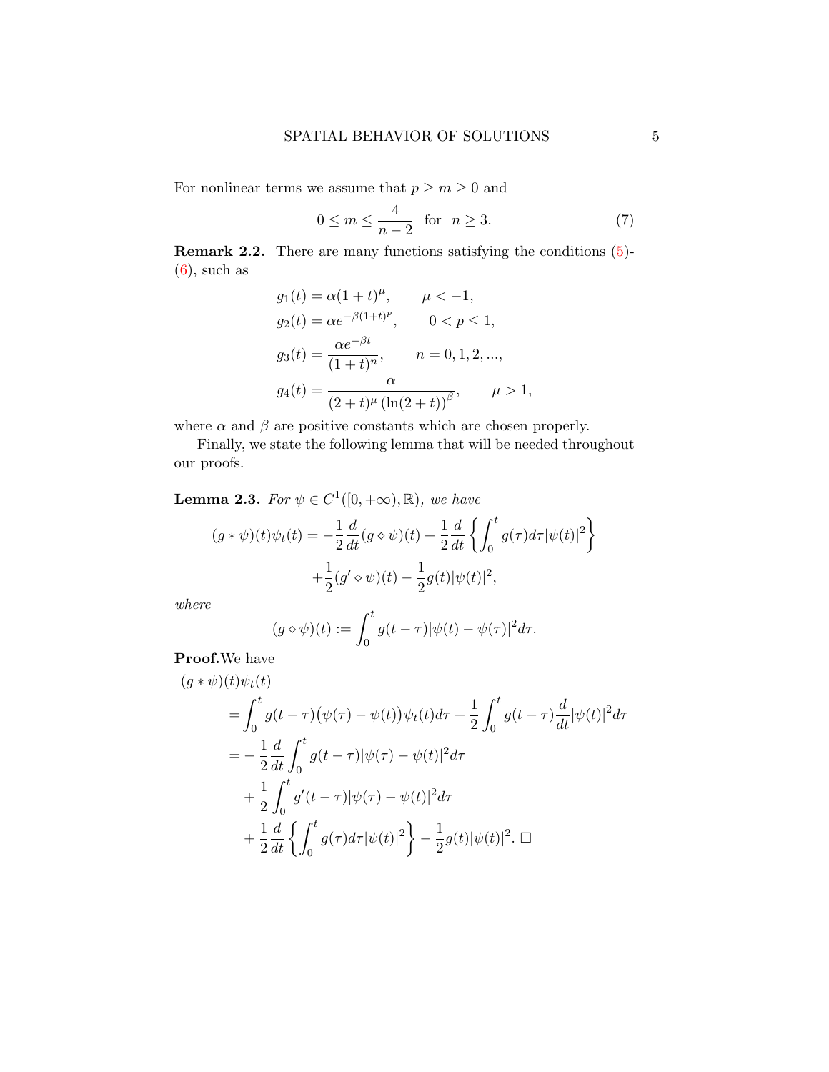For nonlinear terms we assume that $p \geq m \geq 0$ and

$$0 \leq m \leq \frac{4}{n-2} \quad \text{for} \quad n \geq 3. \tag{7}$$

**Remark 2.2.** There are many functions satisfying the conditions (5)-(6), such as

$$\begin{aligned}
g_1(t) &= \alpha(1+t)^{\mu}, \qquad \mu < -1,\\
g_2(t) &= \alpha e^{-\beta(1+t)^p}, \qquad 0 < p \leq 1,\\
g_3(t) &= \frac{\alpha e^{-\beta t}}{(1+t)^n}, \qquad n = 0, 1, 2, ...,\\
g_4(t) &= \frac{\alpha}{(2+t)^{\mu}\left(\ln(2+t)\right)^{\beta}}, \qquad \mu > 1,
\end{aligned}$$

where $\alpha$ and $\beta$ are positive constants which are chosen properly.

Finally, we state the following lemma that will be needed throughout our proofs.

**Lemma 2.3.** *For $\psi \in C^1([0,+\infty),\mathbb{R})$, we have*

$$\begin{aligned}
(g*\psi)(t)\psi_t(t) = -\frac{1}{2}\frac{d}{dt}(g\diamond\psi)(t) + \frac{1}{2}\frac{d}{dt}\left\{\int_0^t g(\tau)d\tau|\psi(t)|^2\right\}\\
+\frac{1}{2}(g'\diamond\psi)(t) - \frac{1}{2}g(t)|\psi(t)|^2,
\end{aligned}$$

*where*

$$(g\diamond\psi)(t) := \int_0^t g(t-\tau)|\psi(t)-\psi(\tau)|^2 d\tau.$$

**Proof.** We have

$$\begin{aligned}
&(g*\psi)(t)\psi_t(t)\\
&\quad= \int_0^t g(t-\tau)\big(\psi(\tau)-\psi(t)\big)\psi_t(t)d\tau + \frac{1}{2}\int_0^t g(t-\tau)\frac{d}{dt}|\psi(t)|^2 d\tau\\
&\quad= -\frac{1}{2}\frac{d}{dt}\int_0^t g(t-\tau)|\psi(\tau)-\psi(t)|^2 d\tau\\
&\qquad+\frac{1}{2}\int_0^t g'(t-\tau)|\psi(\tau)-\psi(t)|^2 d\tau\\
&\qquad+\frac{1}{2}\frac{d}{dt}\left\{\int_0^t g(\tau)d\tau|\psi(t)|^2\right\} - \frac{1}{2}g(t)|\psi(t)|^2. \ \square
\end{aligned}$$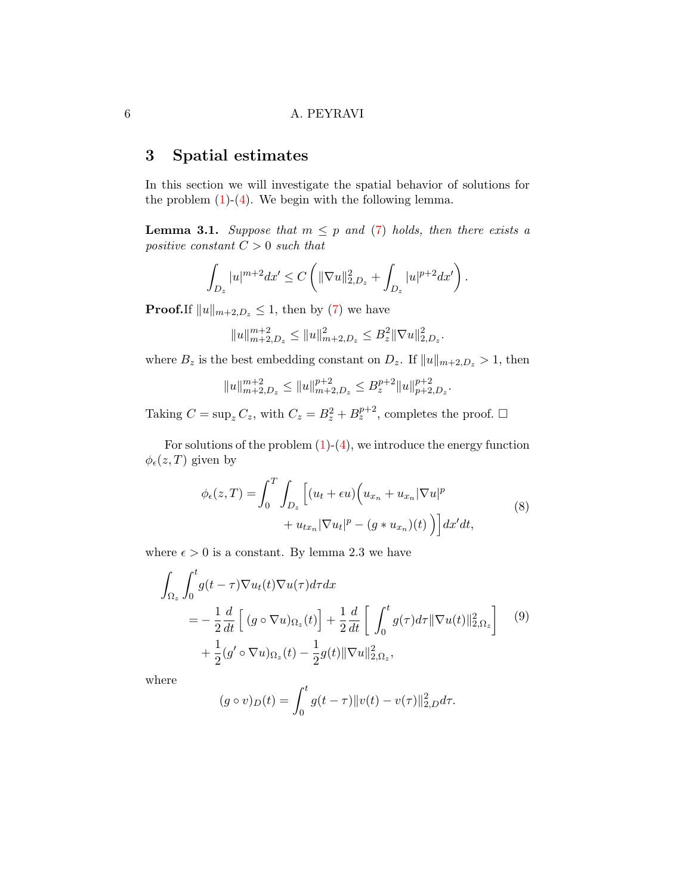## 3 Spatial estimates

In this section we will investigate the spatial behavior of solutions for the problem (1)-(4). We begin with the following lemma.

**Lemma 3.1.** *Suppose that $m \le p$ and (7) holds, then there exists a positive constant $C > 0$ such that*

$$\int_{D_z} |u|^{m+2} dx' \le C \left( \|\nabla u\|^2_{2,D_z} + \int_{D_z} |u|^{p+2} dx' \right).$$

**Proof.** If $\|u\|_{m+2,D_z} \le 1$, then by (7) we have

$$\|u\|^{m+2}_{m+2,D_z} \le \|u\|^2_{m+2,D_z} \le B_z^2 \|\nabla u\|^2_{2,D_z}.$$

where $B_z$ is the best embedding constant on $D_z$. If $\|u\|_{m+2,D_z} > 1$, then

$$\|u\|^{m+2}_{m+2,D_z} \le \|u\|^{p+2}_{m+2,D_z} \le B_z^{p+2} \|u\|^{p+2}_{p+2,D_z}.$$

Taking $C = \sup_z C_z$, with $C_z = B_z^2 + B_z^{p+2}$, completes the proof. □

For solutions of the problem (1)-(4), we introduce the energy function $\phi_\epsilon(z, T)$ given by

$$\begin{aligned} \phi_\epsilon(z,T) = \int_0^T \int_{D_z} \Big[ (u_t + \epsilon u) \Big( & u_{x_n} + u_{x_n} |\nabla u|^p \\ & + u_{tx_n} |\nabla u_t|^p - (g * u_{x_n})(t) \Big) \Big] dx' dt, \end{aligned} \tag{8}$$

where $\epsilon > 0$ is a constant. By lemma 2.3 we have

$$\begin{aligned} \int_{\Omega_z} \int_0^t & g(t-\tau) \nabla u_t(t) \nabla u(\tau) d\tau dx \\ &= -\frac{1}{2} \frac{d}{dt} \Big[ (g \circ \nabla u)_{\Omega_z}(t) \Big] + \frac{1}{2} \frac{d}{dt} \Big[ \int_0^t g(\tau) d\tau \|\nabla u(t)\|^2_{2,\Omega_z} \Big] \\ &\quad + \frac{1}{2} (g' \circ \nabla u)_{\Omega_z}(t) - \frac{1}{2} g(t) \|\nabla u\|^2_{2,\Omega_z}, \end{aligned} \tag{9}$$

where

$$(g \circ v)_D(t) = \int_0^t g(t-\tau) \|v(t) - v(\tau)\|^2_{2,D} d\tau.$$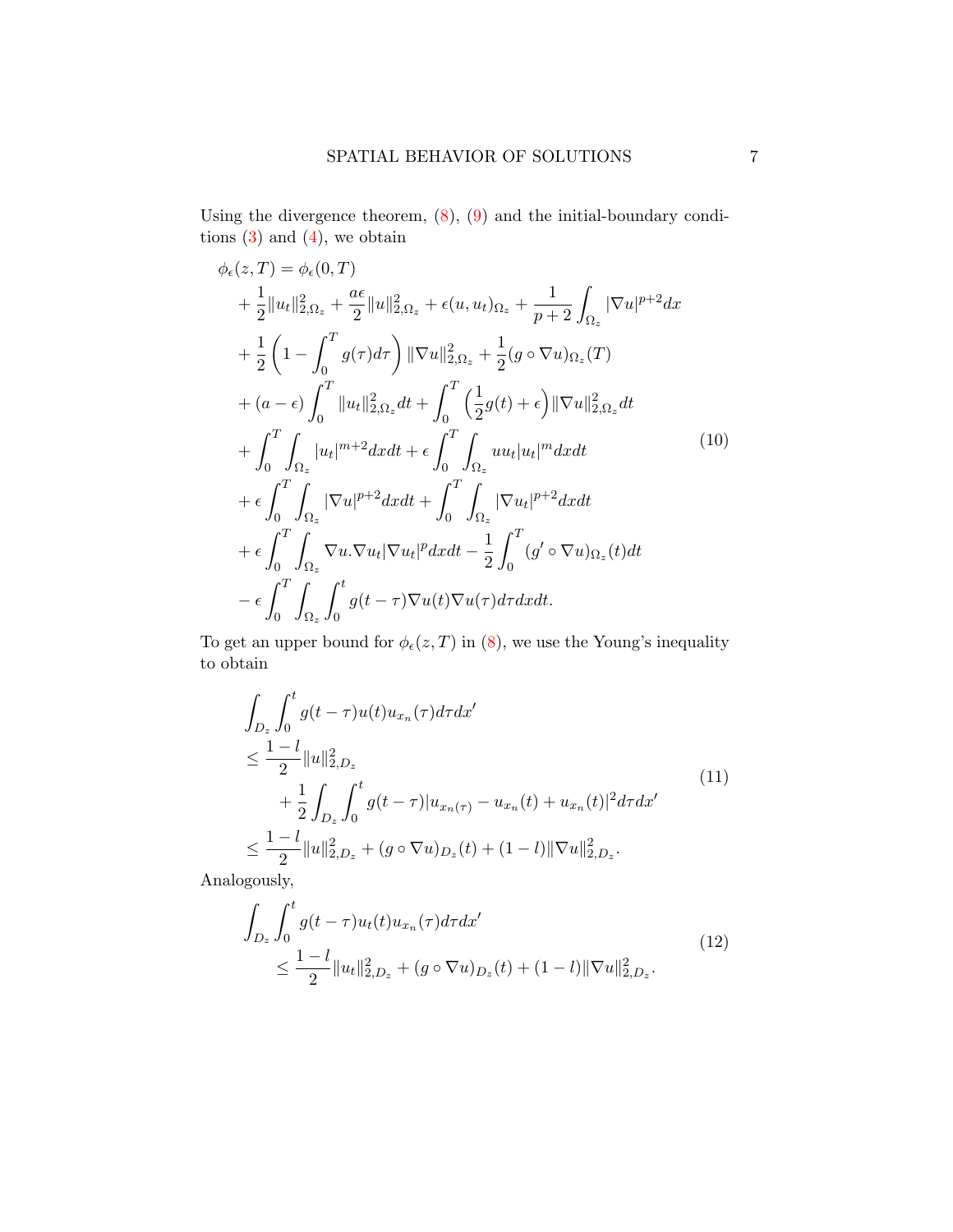Using the divergence theorem, (8), (9) and the initial-boundary conditions (3) and (4), we obtain

$$
\begin{aligned}
\phi_\epsilon(z,T) &= \phi_\epsilon(0,T) \\
&+ \frac{1}{2}\|u_t\|^2_{2,\Omega_z} + \frac{a\epsilon}{2}\|u\|^2_{2,\Omega_z} + \epsilon(u,u_t)_{\Omega_z} + \frac{1}{p+2}\int_{\Omega_z}|\nabla u|^{p+2}dx \\
&+ \frac{1}{2}\left(1-\int_0^T g(\tau)d\tau\right)\|\nabla u\|^2_{2,\Omega_z} + \frac{1}{2}(g\circ\nabla u)_{\Omega_z}(T) \\
&+ (a-\epsilon)\int_0^T \|u_t\|^2_{2,\Omega_z}dt + \int_0^T\left(\frac{1}{2}g(t)+\epsilon\right)\|\nabla u\|^2_{2,\Omega_z}dt \\
&+ \int_0^T\int_{\Omega_z}|u_t|^{m+2}dxdt + \epsilon\int_0^T\int_{\Omega_z}uu_t|u_t|^m dxdt \\
&+ \epsilon\int_0^T\int_{\Omega_z}|\nabla u|^{p+2}dxdt + \int_0^T\int_{\Omega_z}|\nabla u_t|^{p+2}dxdt \\
&+ \epsilon\int_0^T\int_{\Omega_z}\nabla u.\nabla u_t|\nabla u_t|^p dxdt - \frac{1}{2}\int_0^T(g'\circ\nabla u)_{\Omega_z}(t)dt \\
&- \epsilon\int_0^T\int_{\Omega_z}\int_0^t g(t-\tau)\nabla u(t)\nabla u(\tau)d\tau dxdt.
\end{aligned}
\tag{10}
$$

To get an upper bound for $\phi_\epsilon(z,T)$ in (8), we use the Young's inequality to obtain

$$
\begin{aligned}
&\int_{D_z}\int_0^t g(t-\tau)u(t)u_{x_n}(\tau)d\tau dx' \\
&\le \frac{1-l}{2}\|u\|^2_{2,D_z} \\
&\qquad + \frac{1}{2}\int_{D_z}\int_0^t g(t-\tau)|u_{x_n(\tau)} - u_{x_n}(t) + u_{x_n}(t)|^2 d\tau dx' \\
&\le \frac{1-l}{2}\|u\|^2_{2,D_z} + (g\circ\nabla u)_{D_z}(t) + (1-l)\|\nabla u\|^2_{2,D_z}.
\end{aligned}
\tag{11}
$$

Analogously,

$$
\begin{aligned}
&\int_{D_z}\int_0^t g(t-\tau)u_t(t)u_{x_n}(\tau)d\tau dx' \\
&\qquad \le \frac{1-l}{2}\|u_t\|^2_{2,D_z} + (g\circ\nabla u)_{D_z}(t) + (1-l)\|\nabla u\|^2_{2,D_z}.
\end{aligned}
\tag{12}
$$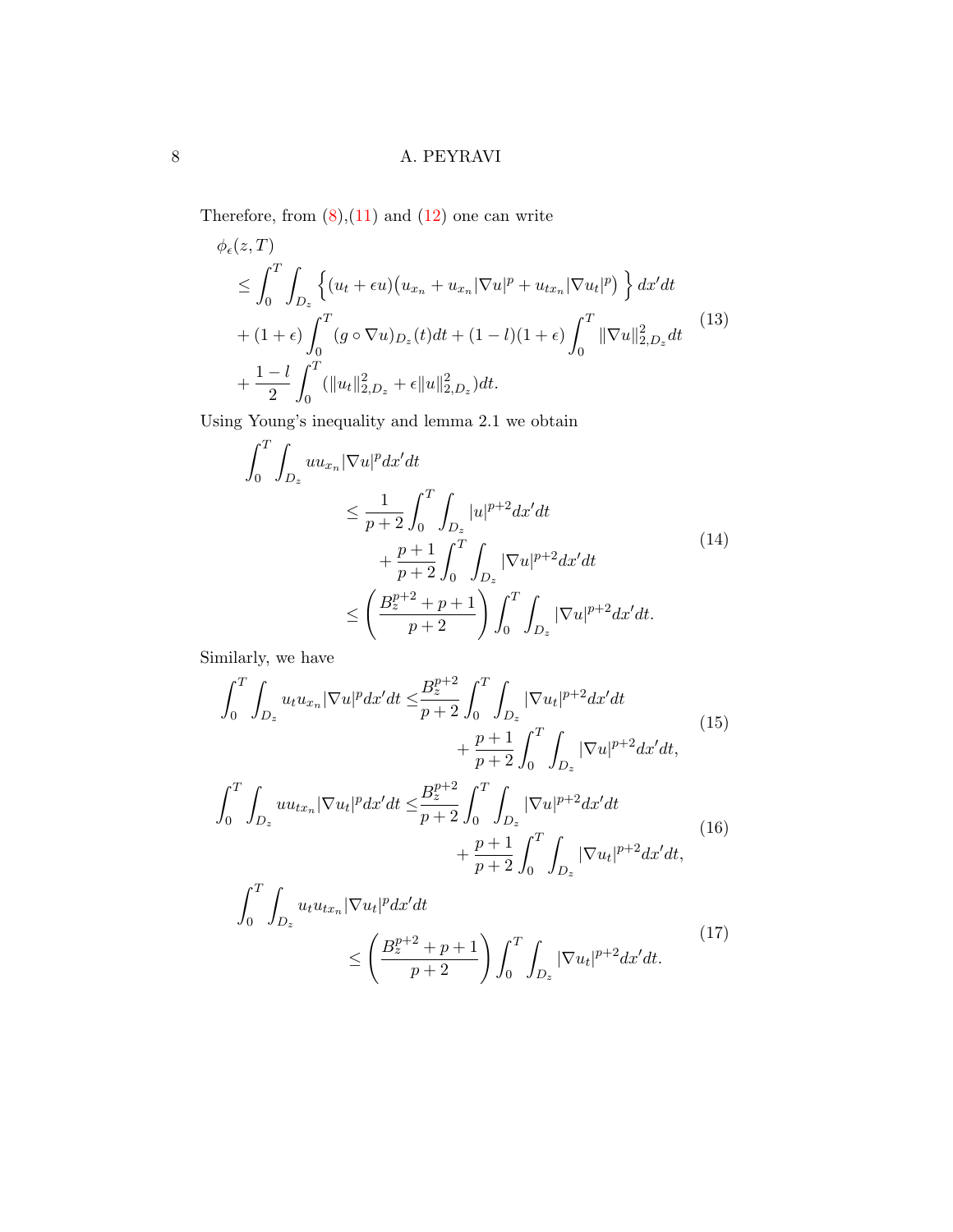Therefore, from (8),(11) and (12) one can write

$$
\begin{aligned}
&\phi_\epsilon(z,T) \\
&\leq \int_0^T \int_{D_z} \Big\{ (u_t+\epsilon u)\big(u_{x_n} + u_{x_n}|\nabla u|^p + u_{tx_n}|\nabla u_t|^p\big) \Big\}\, dx' dt \\
&+ (1+\epsilon)\int_0^T (g\circ \nabla u)_{D_z}(t)dt + (1-l)(1+\epsilon)\int_0^T \|\nabla u\|^2_{2,D_z} dt \\
&+ \frac{1-l}{2}\int_0^T (\|u_t\|^2_{2,D_z} + \epsilon \|u\|^2_{2,D_z})dt.
\end{aligned}
\tag{13}
$$

Using Young's inequality and lemma 2.1 we obtain

$$
\begin{aligned}
\int_0^T \int_{D_z} u u_{x_n} |\nabla u|^p dx' dt
&\leq \frac{1}{p+2}\int_0^T \int_{D_z} |u|^{p+2} dx' dt \\
&\quad + \frac{p+1}{p+2}\int_0^T \int_{D_z} |\nabla u|^{p+2} dx' dt \\
&\leq \left( \frac{B_z^{p+2} + p+1}{p+2} \right) \int_0^T \int_{D_z} |\nabla u|^{p+2} dx' dt.
\end{aligned}
\tag{14}
$$

Similarly, we have

$$
\begin{aligned}
\int_0^T \int_{D_z} u_t u_{x_n} |\nabla u|^p dx' dt \leq& \frac{B_z^{p+2}}{p+2}\int_0^T \int_{D_z} |\nabla u_t|^{p+2} dx' dt \\
&+ \frac{p+1}{p+2}\int_0^T \int_{D_z} |\nabla u|^{p+2} dx' dt,
\end{aligned}
\tag{15}
$$

$$
\begin{aligned}
\int_0^T \int_{D_z} u u_{tx_n} |\nabla u_t|^p dx' dt \leq& \frac{B_z^{p+2}}{p+2}\int_0^T \int_{D_z} |\nabla u|^{p+2} dx' dt \\
&+ \frac{p+1}{p+2}\int_0^T \int_{D_z} |\nabla u_t|^{p+2} dx' dt,
\end{aligned}
\tag{16}
$$

$$
\begin{aligned}
&\int_0^T \int_{D_z} u_t u_{tx_n} |\nabla u_t|^p dx' dt \\
&\qquad \leq \left( \frac{B_z^{p+2} + p+1}{p+2} \right) \int_0^T \int_{D_z} |\nabla u_t|^{p+2} dx' dt.
\end{aligned}
\tag{17}
$$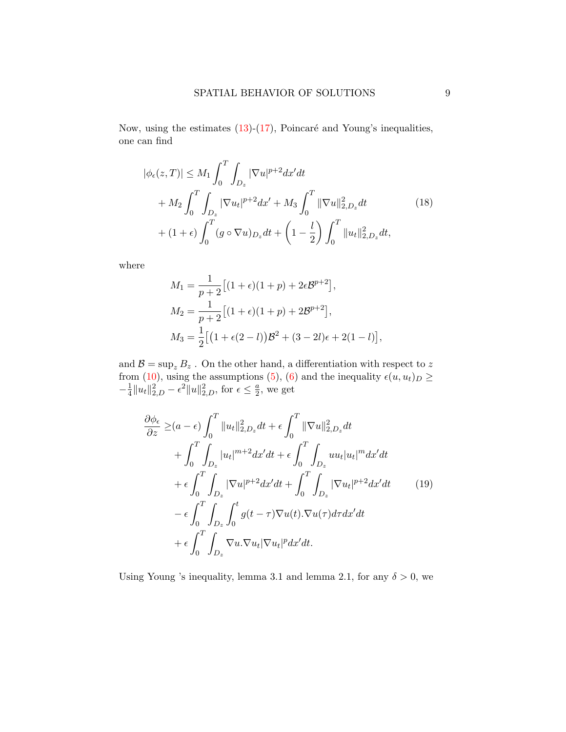Now, using the estimates (13)-(17), Poincaré and Young's inequalities, one can find

$$
\begin{aligned}
|\phi_\epsilon(z,T)| \leq\; & M_1 \int_0^T \int_{D_z} |\nabla u|^{p+2} dx' dt \\
& + M_2 \int_0^T \int_{D_z} |\nabla u_t|^{p+2} dx' + M_3 \int_0^T \|\nabla u\|_{2,D_z}^2 dt \\
& + (1+\epsilon) \int_0^T (g \circ \nabla u)_{D_z} dt + \left(1 - \frac{l}{2}\right) \int_0^T \|u_t\|_{2,D_z}^2 dt,
\end{aligned}
\tag{18}
$$

where

$$
\begin{aligned}
M_1 &= \frac{1}{p+2}\big[(1+\epsilon)(1+p) + 2\epsilon \mathcal{B}^{p+2}\big], \\
M_2 &= \frac{1}{p+2}\big[(1+\epsilon)(1+p) + 2\mathcal{B}^{p+2}\big], \\
M_3 &= \frac{1}{2}\big[\big(1+\epsilon(2-l)\big)\mathcal{B}^2 + (3-2l)\epsilon + 2(1-l)\big],
\end{aligned}
$$

and $\mathcal{B} = \sup_z B_z$ . On the other hand, a differentiation with respect to $z$ from (10), using the assumptions (5), (6) and the inequality $\epsilon(u,u_t)_D \geq -\frac{1}{4}\|u_t\|_{2,D}^2 - \epsilon^2 \|u\|_{2,D}^2$, for $\epsilon \leq \frac{a}{2}$, we get

$$
\begin{aligned}
\frac{\partial \phi_\epsilon}{\partial z} \geq\; & (a-\epsilon) \int_0^T \|u_t\|_{2,D_z}^2 dt + \epsilon \int_0^T \|\nabla u\|_{2,D_z}^2 dt \\
& + \int_0^T \int_{D_z} |u_t|^{m+2} dx' dt + \epsilon \int_0^T \int_{D_z} u u_t |u_t|^m dx' dt \\
& + \epsilon \int_0^T \int_{D_z} |\nabla u|^{p+2} dx' dt + \int_0^T \int_{D_z} |\nabla u_t|^{p+2} dx' dt \\
& - \epsilon \int_0^T \int_{D_z} \int_0^t g(t-\tau) \nabla u(t).\nabla u(\tau) d\tau dx' dt \\
& + \epsilon \int_0^T \int_{D_z} \nabla u.\nabla u_t |\nabla u_t|^p dx' dt.
\end{aligned}
\tag{19}
$$

Using Young 's inequality, lemma 3.1 and lemma 2.1, for any $\delta > 0$, we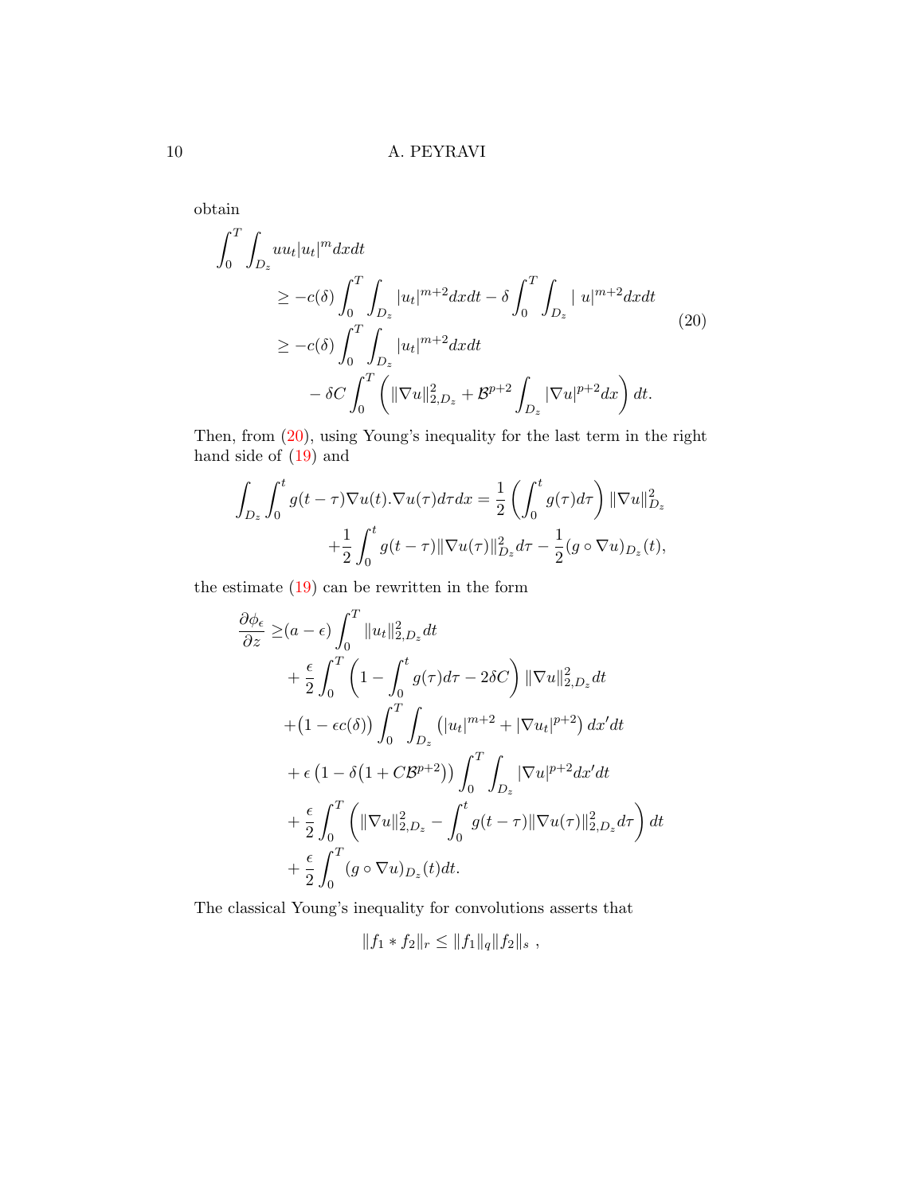obtain

$$
\begin{aligned}
\int_0^T \int_{D_z} u u_t |u_t|^m dx dt
&\geq -c(\delta) \int_0^T \int_{D_z} |u_t|^{m+2} dx dt - \delta \int_0^T \int_{D_z} | \ u|^{m+2} dx dt \\
&\geq -c(\delta) \int_0^T \int_{D_z} |u_t|^{m+2} dx dt \\
&\quad - \delta C \int_0^T \left( \|\nabla u\|_{2,D_z}^2 + \mathcal{B}^{p+2} \int_{D_z} |\nabla u|^{p+2} dx \right) dt.
\end{aligned} \tag{20}
$$

Then, from (20), using Young's inequality for the last term in the right hand side of (19) and

$$
\begin{aligned}
\int_{D_z} \int_0^t g(t-\tau) \nabla u(t) . \nabla u(\tau) d\tau dx = &\frac{1}{2} \left( \int_0^t g(\tau) d\tau \right) \|\nabla u\|_{D_z}^2 \\
&+ \frac{1}{2} \int_0^t g(t-\tau) \|\nabla u(\tau)\|_{D_z}^2 d\tau - \frac{1}{2} (g \circ \nabla u)_{D_z}(t),
\end{aligned}
$$

the estimate (19) can be rewritten in the form

$$
\begin{aligned}
\frac{\partial \phi_\epsilon}{\partial z} \geq &(a-\epsilon) \int_0^T \|u_t\|_{2,D_z}^2 dt \\
&+ \frac{\epsilon}{2} \int_0^T \left( 1 - \int_0^t g(\tau) d\tau - 2\delta C \right) \|\nabla u\|_{2,D_z}^2 dt \\
&+ \big(1 - \epsilon c(\delta)\big) \int_0^T \int_{D_z} \left( |u_t|^{m+2} + |\nabla u_t|^{p+2} \right) dx' dt \\
&+ \epsilon \left( 1 - \delta \big(1 + C \mathcal{B}^{p+2}\big) \right) \int_0^T \int_{D_z} |\nabla u|^{p+2} dx' dt \\
&+ \frac{\epsilon}{2} \int_0^T \left( \|\nabla u\|_{2,D_z}^2 - \int_0^t g(t-\tau) \|\nabla u(\tau)\|_{2,D_z}^2 d\tau \right) dt \\
&+ \frac{\epsilon}{2} \int_0^T (g \circ \nabla u)_{D_z}(t) dt.
\end{aligned}
$$

The classical Young's inequality for convolutions asserts that

$$
\|f_1 * f_2\|_r \leq \|f_1\|_q \|f_2\|_s \ ,
$$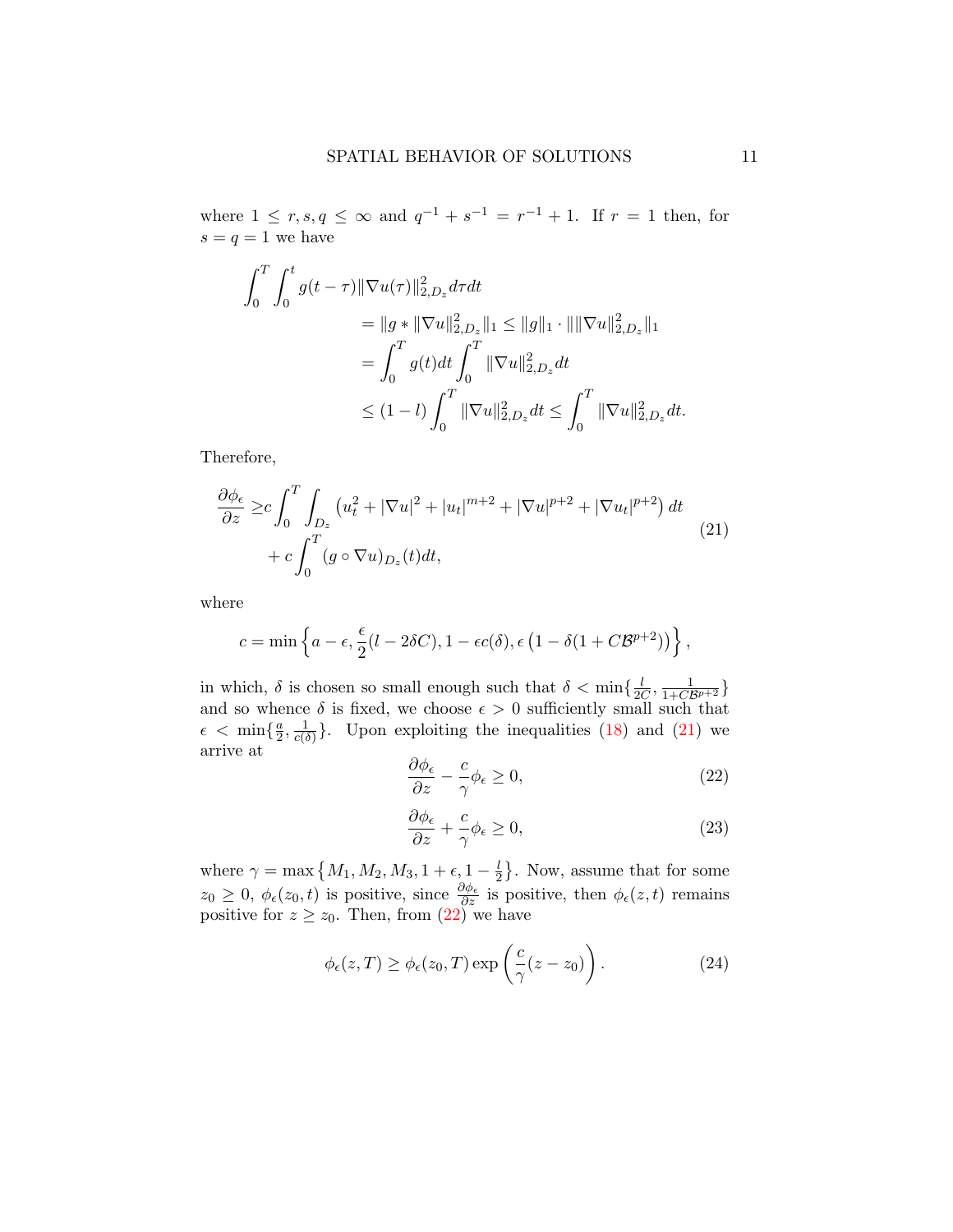where $1 \leq r, s, q \leq \infty$ and $q^{-1} + s^{-1} = r^{-1} + 1$. If $r = 1$ then, for $s = q = 1$ we have

$$
\begin{aligned}
\int_0^T \int_0^t g(t-\tau) \|\nabla u(\tau)\|_{2,D_z}^2 d\tau dt& \\
&= \|g * \|\nabla u\|_{2,D_z}^2\|_1 \leq \|g\|_1 \cdot \|\|\nabla u\|_{2,D_z}^2\|_1 \\
&= \int_0^T g(t)dt \int_0^T \|\nabla u\|_{2,D_z}^2 dt \\
&\leq (1-l) \int_0^T \|\nabla u\|_{2,D_z}^2 dt \leq \int_0^T \|\nabla u\|_{2,D_z}^2 dt.
\end{aligned}
$$

Therefore,

$$
\begin{aligned}
\frac{\partial \phi_\epsilon}{\partial z} \geq & c \int_0^T \int_{D_z} \left( u_t^2 + |\nabla u|^2 + |u_t|^{m+2} + |\nabla u|^{p+2} + |\nabla u_t|^{p+2} \right) dt \\
& + c \int_0^T (g \circ \nabla u)_{D_z}(t) dt,
\end{aligned}
\tag{21}
$$

where

$$
c = \min \left\{ a - \epsilon, \frac{\epsilon}{2}(l - 2\delta C), 1 - \epsilon c(\delta), \epsilon \left(1 - \delta(1 + C\mathcal{B}^{p+2})\right) \right\},
$$

in which, $\delta$ is chosen so small enough such that $\delta < \min\{\frac{l}{2C}, \frac{1}{1+C\mathcal{B}^{p+2}}\}$ and so whence $\delta$ is fixed, we choose $\epsilon > 0$ sufficiently small such that $\epsilon < \min\{\frac{a}{2}, \frac{1}{c(\delta)}\}$. Upon exploiting the inequalities (18) and (21) we arrive at

$$
\frac{\partial \phi_\epsilon}{\partial z} - \frac{c}{\gamma} \phi_\epsilon \geq 0, \tag{22}
$$

$$
\frac{\partial \phi_\epsilon}{\partial z} + \frac{c}{\gamma} \phi_\epsilon \geq 0, \tag{23}
$$

where $\gamma = \max\left\{M_1, M_2, M_3, 1 + \epsilon, 1 - \frac{l}{2}\right\}$. Now, assume that for some $z_0 \geq 0$, $\phi_\epsilon(z_0, t)$ is positive, since $\frac{\partial \phi_\epsilon}{\partial z}$ is positive, then $\phi_\epsilon(z, t)$ remains positive for $z \geq z_0$. Then, from (22) we have

$$
\phi_\epsilon(z, T) \geq \phi_\epsilon(z_0, T) \exp\left(\frac{c}{\gamma}(z - z_0)\right). \tag{24}
$$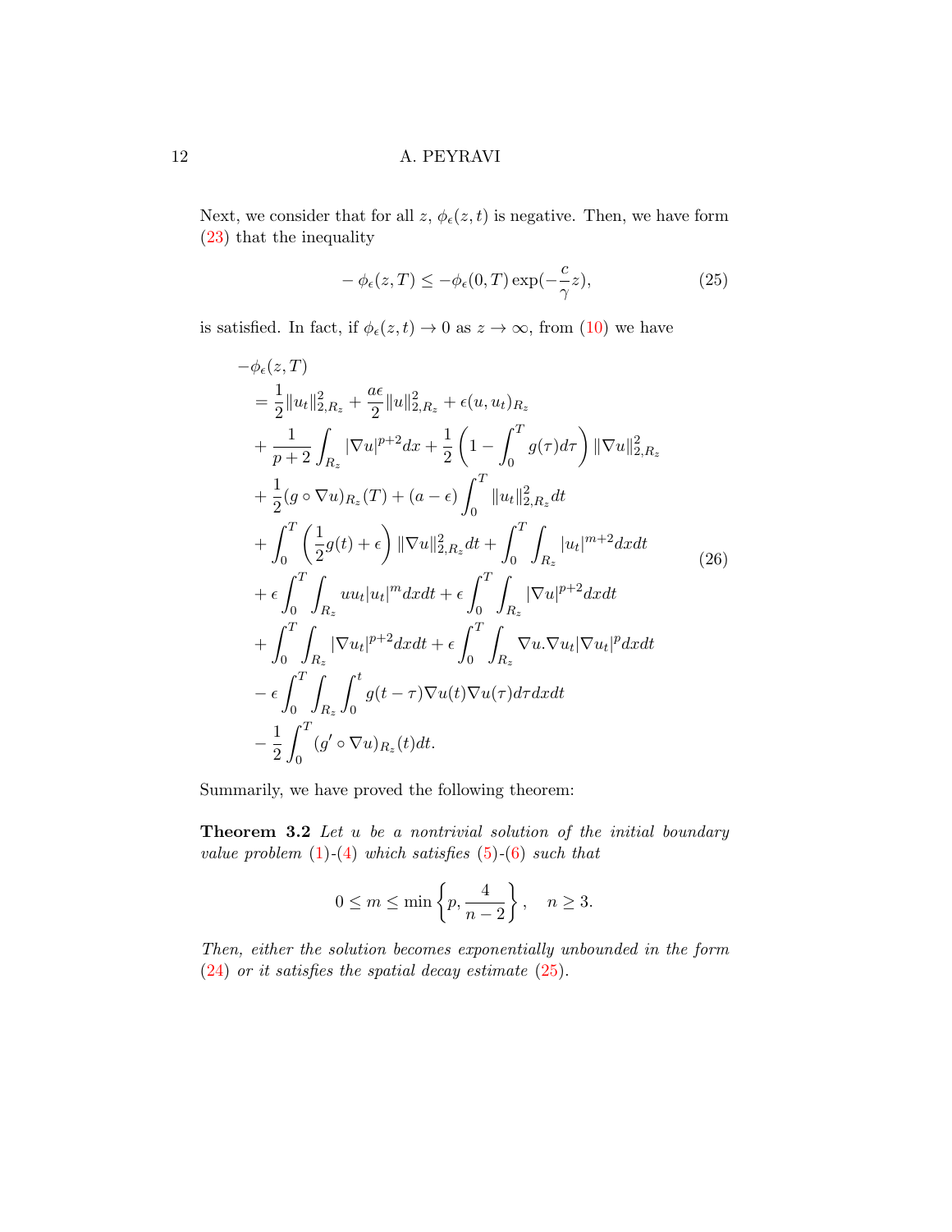Next, we consider that for all $z$, $\phi_\epsilon(z,t)$ is negative. Then, we have form (23) that the inequality

$$
-\phi_\epsilon(z,T) \leq -\phi_\epsilon(0,T)\exp(-\frac{c}{\gamma}z), \tag{25}
$$

is satisfied. In fact, if $\phi_\epsilon(z,t) \to 0$ as $z \to \infty$, from (10) we have

$$
\begin{aligned}
&-\phi_\epsilon(z,T) \\
&= \frac{1}{2}\|u_t\|_{2,R_z}^2 + \frac{a\epsilon}{2}\|u\|_{2,R_z}^2 + \epsilon(u,u_t)_{R_z} \\
&+ \frac{1}{p+2}\int_{R_z}|\nabla u|^{p+2}dx + \frac{1}{2}\left(1-\int_0^T g(\tau)d\tau\right)\|\nabla u\|_{2,R_z}^2 \\
&+ \frac{1}{2}(g\circ\nabla u)_{R_z}(T) + (a-\epsilon)\int_0^T \|u_t\|_{2,R_z}^2 dt \\
&+ \int_0^T\left(\frac{1}{2}g(t)+\epsilon\right)\|\nabla u\|_{2,R_z}^2 dt + \int_0^T\int_{R_z}|u_t|^{m+2}dxdt \\
&+ \epsilon\int_0^T\int_{R_z} uu_t|u_t|^m dxdt + \epsilon\int_0^T\int_{R_z}|\nabla u|^{p+2}dxdt \\
&+ \int_0^T\int_{R_z}|\nabla u_t|^{p+2}dxdt + \epsilon\int_0^T\int_{R_z}\nabla u.\nabla u_t|\nabla u_t|^p dxdt \\
&- \epsilon\int_0^T\int_{R_z}\int_0^t g(t-\tau)\nabla u(t)\nabla u(\tau)d\tau dxdt \\
&- \frac{1}{2}\int_0^T (g'\circ\nabla u)_{R_z}(t)dt.
\end{aligned} \tag{26}
$$

Summarily, we have proved the following theorem:

**Theorem 3.2** *Let $u$ be a nontrivial solution of the initial boundary value problem (1)-(4) which satisfies (5)-(6) such that*

$$
0 \leq m \leq \min\left\{p, \frac{4}{n-2}\right\}, \quad n \geq 3.
$$

*Then, either the solution becomes exponentially unbounded in the form (24) or it satisfies the spatial decay estimate (25).*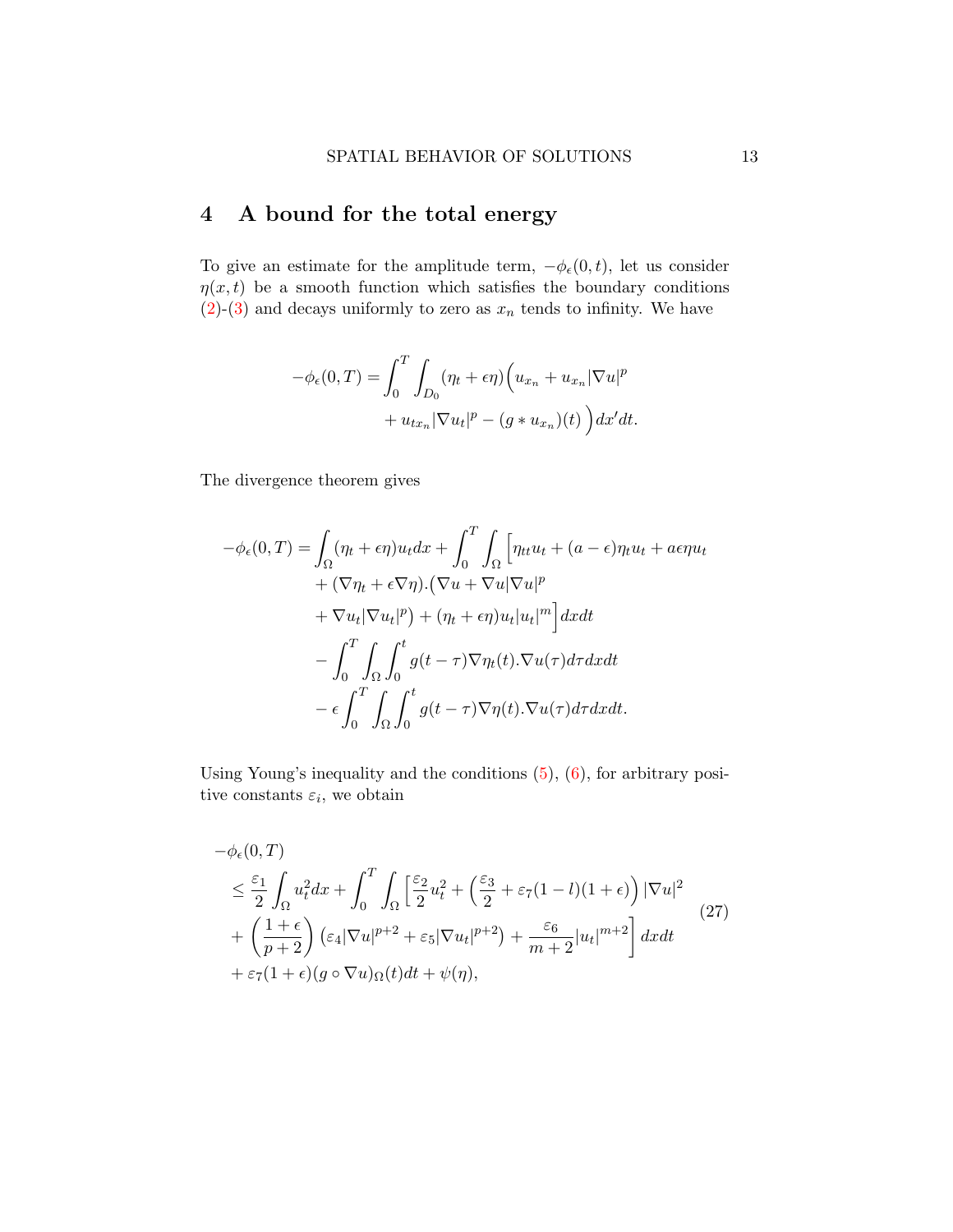## 4 A bound for the total energy

To give an estimate for the amplitude term, $-\phi_\epsilon(0,t)$, let us consider $\eta(x,t)$ be a smooth function which satisfies the boundary conditions (2)-(3) and decays uniformly to zero as $x_n$ tends to infinity. We have

$$
\begin{aligned}
-\phi_\epsilon(0,T) = \int_0^T \int_{D_0} (\eta_t + \epsilon\eta)\Big( & u_{x_n} + u_{x_n}|\nabla u|^p \\
& + u_{tx_n}|\nabla u_t|^p - (g * u_{x_n})(t) \Big) dx' dt.
\end{aligned}
$$

The divergence theorem gives

$$
\begin{aligned}
-\phi_\epsilon(0,T) = & \int_\Omega (\eta_t + \epsilon\eta) u_t dx + \int_0^T \int_\Omega \Big[ \eta_{tt} u_t + (a-\epsilon)\eta_t u_t + a\epsilon\eta u_t \\
& + (\nabla\eta_t + \epsilon\nabla\eta).\big(\nabla u + \nabla u|\nabla u|^p \\
& + \nabla u_t |\nabla u_t|^p\big) + (\eta_t + \epsilon\eta) u_t |u_t|^m \Big] dx dt \\
& - \int_0^T \int_\Omega \int_0^t g(t-\tau)\nabla\eta_t(t).\nabla u(\tau) d\tau dx dt \\
& - \epsilon \int_0^T \int_\Omega \int_0^t g(t-\tau)\nabla\eta(t).\nabla u(\tau) d\tau dx dt.
\end{aligned}
$$

Using Young's inequality and the conditions (5), (6), for arbitrary positive constants $\varepsilon_i$, we obtain

$$
\begin{aligned}
& -\phi_\epsilon(0,T) \\
& \leq \frac{\varepsilon_1}{2}\int_\Omega u_t^2 dx + \int_0^T \int_\Omega \Big[ \frac{\varepsilon_2}{2} u_t^2 + \Big( \frac{\varepsilon_3}{2} + \varepsilon_7 (1-l)(1+\epsilon) \Big) |\nabla u|^2 \\
& + \left( \frac{1+\epsilon}{p+2} \right) \left( \varepsilon_4 |\nabla u|^{p+2} + \varepsilon_5 |\nabla u_t|^{p+2} \right) + \frac{\varepsilon_6}{m+2} |u_t|^{m+2} \Big] dx dt \\
& + \varepsilon_7 (1+\epsilon)(g \circ \nabla u)_\Omega(t) dt + \psi(\eta),
\end{aligned}
\tag{27}
$$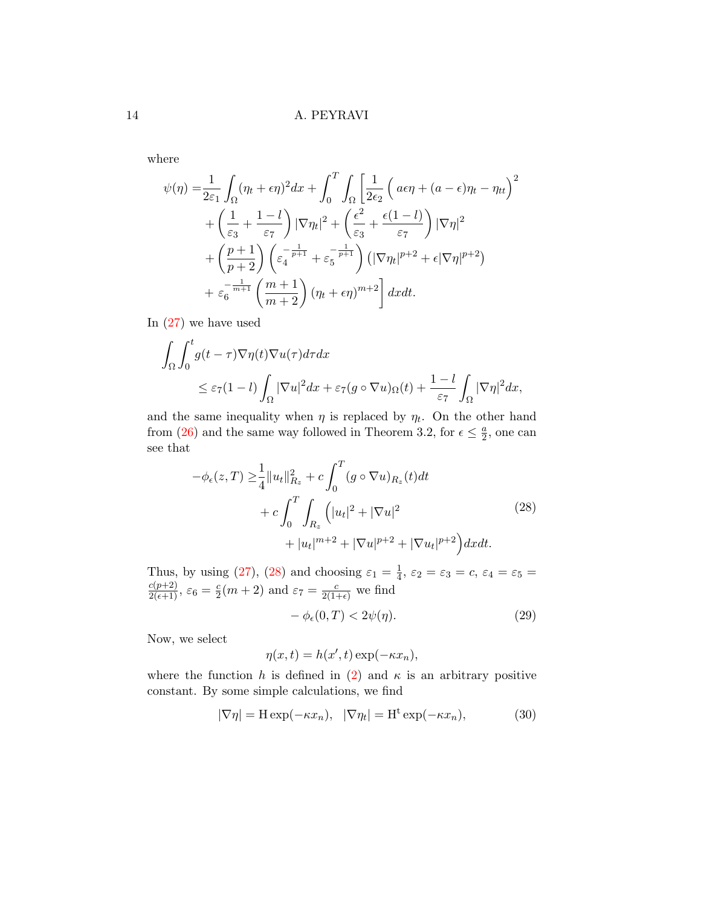where

$$
\begin{aligned}
\psi(\eta) =& \frac{1}{2\varepsilon_1}\int_\Omega (\eta_t + \epsilon\eta)^2 dx + \int_0^T \int_\Omega \Bigg[ \frac{1}{2\epsilon_2}\Big( a\epsilon\eta + (a-\epsilon)\eta_t - \eta_{tt}\Big)^2 \\
&+ \left(\frac{1}{\varepsilon_3} + \frac{1-l}{\varepsilon_7}\right)|\nabla\eta_t|^2 + \left(\frac{\epsilon^2}{\varepsilon_3} + \frac{\epsilon(1-l)}{\varepsilon_7}\right)|\nabla\eta|^2 \\
&+ \left(\frac{p+1}{p+2}\right)\left(\varepsilon_4^{-\frac{1}{p+1}} + \varepsilon_5^{-\frac{1}{p+1}}\right)\left(|\nabla\eta_t|^{p+2} + \epsilon|\nabla\eta|^{p+2}\right) \\
&+ \varepsilon_6^{-\frac{1}{m+1}}\left(\frac{m+1}{m+2}\right)(\eta_t + \epsilon\eta)^{m+2}\Bigg] dxdt.
\end{aligned}
$$

In (27) we have used

$$
\begin{aligned}
&\int_\Omega \int_0^t g(t-\tau)\nabla\eta(t)\nabla u(\tau) d\tau dx \\
&\qquad \le \varepsilon_7(1-l)\int_\Omega |\nabla u|^2 dx + \varepsilon_7 (g\circ\nabla u)_\Omega(t) + \frac{1-l}{\varepsilon_7}\int_\Omega |\nabla\eta|^2 dx,
\end{aligned}
$$

and the same inequality when $\eta$ is replaced by $\eta_t$. On the other hand from (26) and the same way followed in Theorem 3.2, for $\epsilon \le \frac{a}{2}$, one can see that

$$
\begin{aligned}
-\phi_\epsilon(z,T) \ge& \frac{1}{4}\|u_t\|_{R_z}^2 + c\int_0^T (g\circ\nabla u)_{R_z}(t)dt \\
&+ c\int_0^T \int_{R_z} \Big(|u_t|^2 + |\nabla u|^2 \\
&\qquad + |u_t|^{m+2} + |\nabla u|^{p+2} + |\nabla u_t|^{p+2}\Big) dxdt.
\end{aligned} \tag{28}
$$

Thus, by using (27), (28) and choosing $\varepsilon_1 = \frac{1}{4}$, $\varepsilon_2 = \varepsilon_3 = c$, $\varepsilon_4 = \varepsilon_5 = \frac{c(p+2)}{2(\epsilon+1)}$, $\varepsilon_6 = \frac{c}{2}(m+2)$ and $\varepsilon_7 = \frac{c}{2(1+\epsilon)}$ we find

$$
-\phi_\epsilon(0,T) < 2\psi(\eta). \tag{29}
$$

Now, we select

$$
\eta(x,t) = h(x',t)\exp(-\kappa x_n),
$$

where the function $h$ is defined in (2) and $\kappa$ is an arbitrary positive constant. By some simple calculations, we find

$$
|\nabla\eta| = \mathrm{H}\exp(-\kappa x_n), \quad |\nabla\eta_t| = \mathrm{H}^{\mathrm{t}}\exp(-\kappa x_n), \tag{30}
$$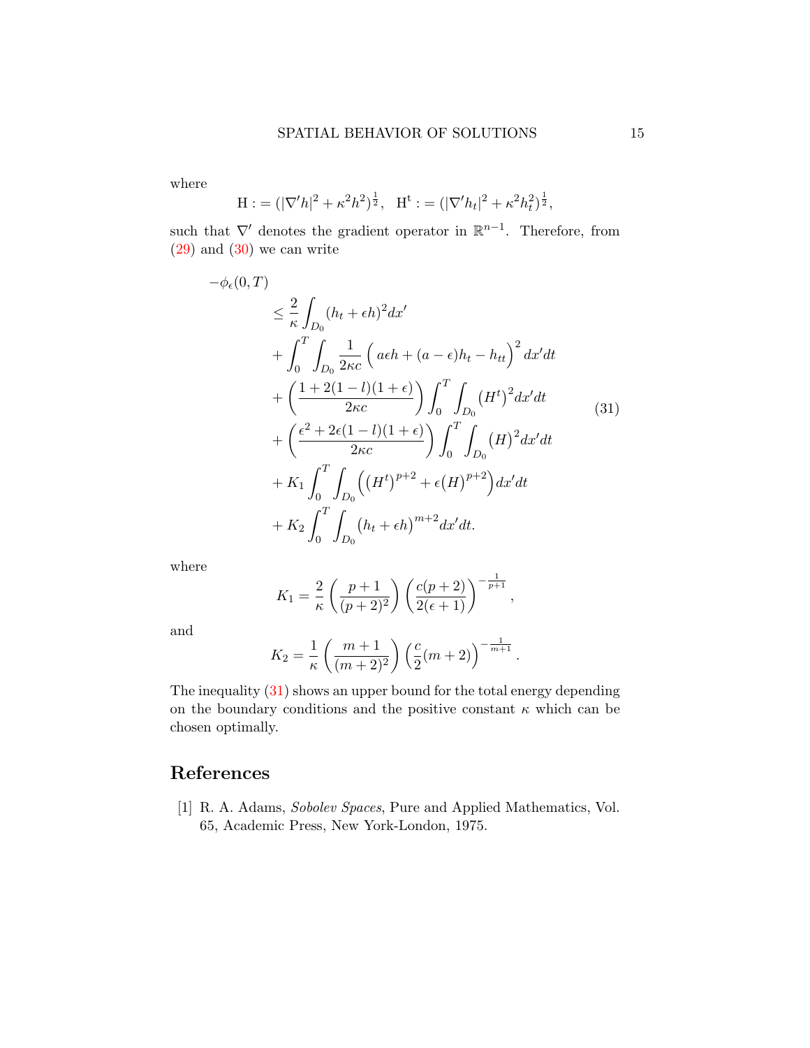where

$$
\mathrm{H} := (|\nabla' h|^2 + \kappa^2 h^2)^{\frac{1}{2}}, \quad \mathrm{H}^{\mathrm{t}} := (|\nabla' h_t|^2 + \kappa^2 h_t^2)^{\frac{1}{2}},
$$

such that $\nabla'$ denotes the gradient operator in $\mathbb{R}^{n-1}$. Therefore, from (29) and (30) we can write

$$
\begin{aligned}
-\phi_\epsilon(0,T) & \\
\leq\ & \frac{2}{\kappa}\int_{D_0} (h_t + \epsilon h)^2 dx' \\
&+ \int_0^T \int_{D_0} \frac{1}{2\kappa c}\Big(a\epsilon h + (a-\epsilon)h_t - h_{tt}\Big)^2 dx' dt \\
&+ \left(\frac{1 + 2(1-l)(1+\epsilon)}{2\kappa c}\right) \int_0^T \int_{D_0} \big(H^t\big)^2 dx' dt \\
&+ \left(\frac{\epsilon^2 + 2\epsilon(1-l)(1+\epsilon)}{2\kappa c}\right) \int_0^T \int_{D_0} \big(H\big)^2 dx' dt \\
&+ K_1 \int_0^T \int_{D_0} \Big(\big(H^t\big)^{p+2} + \epsilon\big(H\big)^{p+2}\Big) dx' dt \\
&+ K_2 \int_0^T \int_{D_0} \big(h_t + \epsilon h\big)^{m+2} dx' dt.
\end{aligned} \tag{31}
$$

where

$$
K_1 = \frac{2}{\kappa}\left(\frac{p+1}{(p+2)^2}\right)\left(\frac{c(p+2)}{2(\epsilon+1)}\right)^{-\frac{1}{p+1}},
$$

and

$$
K_2 = \frac{1}{\kappa}\left(\frac{m+1}{(m+2)^2}\right)\left(\frac{c}{2}(m+2)\right)^{-\frac{1}{m+1}}.
$$

The inequality (31) shows an upper bound for the total energy depending on the boundary conditions and the positive constant $\kappa$ which can be chosen optimally.

## References

[1] R. A. Adams, *Sobolev Spaces*, Pure and Applied Mathematics, Vol. 65, Academic Press, New York-London, 1975.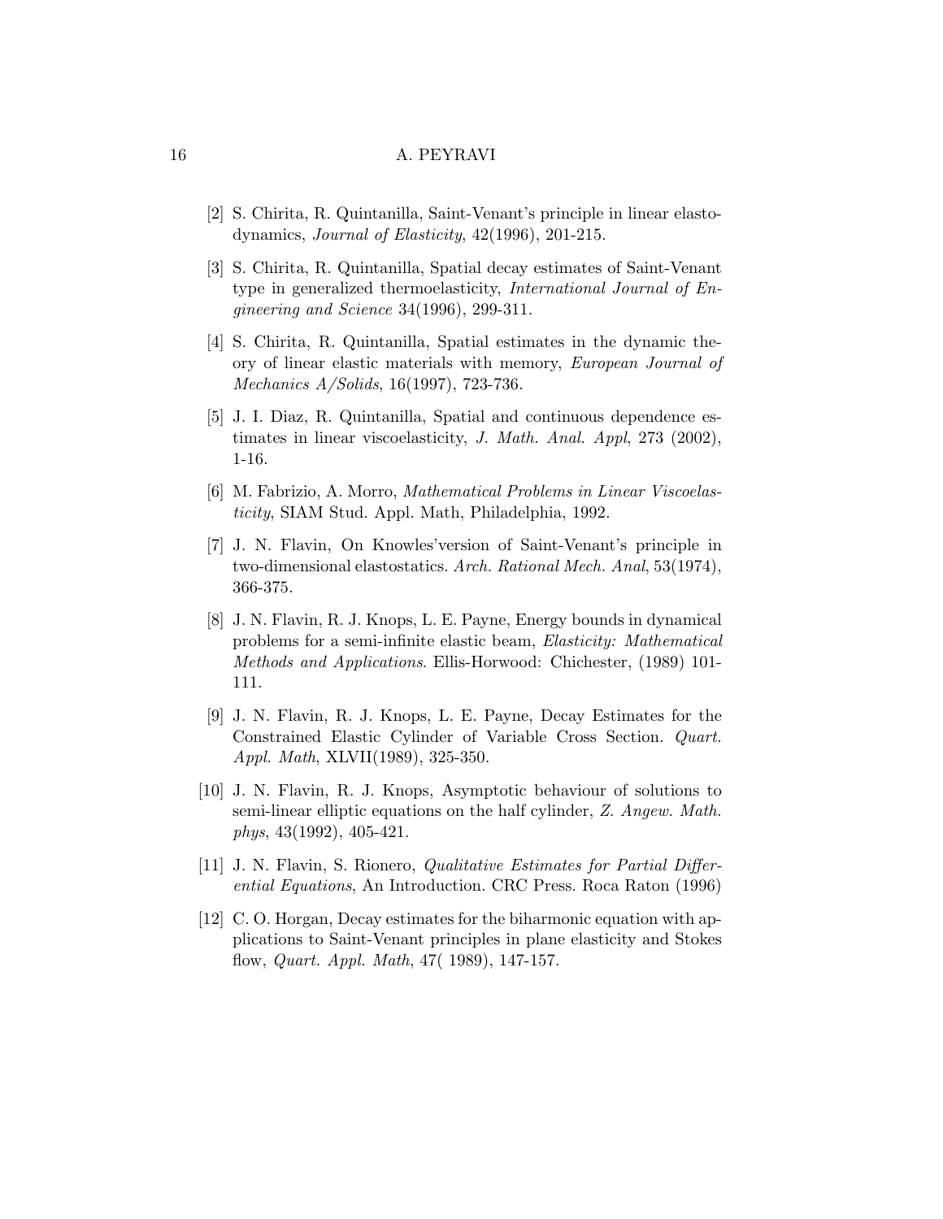[2] S. Chirita, R. Quintanilla, Saint-Venant's principle in linear elastodynamics, *Journal of Elasticity*, 42(1996), 201-215.

[3] S. Chirita, R. Quintanilla, Spatial decay estimates of Saint-Venant type in generalized thermoelasticity, *International Journal of Engineering and Science* 34(1996), 299-311.

[4] S. Chirita, R. Quintanilla, Spatial estimates in the dynamic theory of linear elastic materials with memory, *European Journal of Mechanics A/Solids*, 16(1997), 723-736.

[5] J. I. Diaz, R. Quintanilla, Spatial and continuous dependence estimates in linear viscoelasticity, *J. Math. Anal. Appl*, 273 (2002), 1-16.

[6] M. Fabrizio, A. Morro, *Mathematical Problems in Linear Viscoelasticity*, SIAM Stud. Appl. Math, Philadelphia, 1992.

[7] J. N. Flavin, On Knowles'version of Saint-Venant's principle in two-dimensional elastostatics. *Arch. Rational Mech. Anal*, 53(1974), 366-375.

[8] J. N. Flavin, R. J. Knops, L. E. Payne, Energy bounds in dynamical problems for a semi-infinite elastic beam, *Elasticity: Mathematical Methods and Applications*. Ellis-Horwood: Chichester, (1989) 101-111.

[9] J. N. Flavin, R. J. Knops, L. E. Payne, Decay Estimates for the Constrained Elastic Cylinder of Variable Cross Section. *Quart. Appl. Math*, XLVII(1989), 325-350.

[10] J. N. Flavin, R. J. Knops, Asymptotic behaviour of solutions to semi-linear elliptic equations on the half cylinder, *Z. Angew. Math. phys*, 43(1992), 405-421.

[11] J. N. Flavin, S. Rionero, *Qualitative Estimates for Partial Differential Equations*, An Introduction. CRC Press. Roca Raton (1996)

[12] C. O. Horgan, Decay estimates for the biharmonic equation with applications to Saint-Venant principles in plane elasticity and Stokes flow, *Quart. Appl. Math*, 47( 1989), 147-157.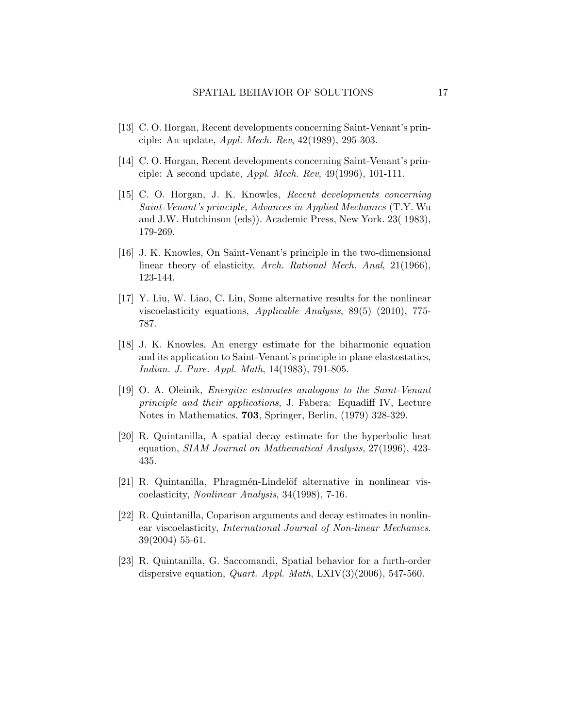[13] C. O. Horgan, Recent developments concerning Saint-Venant's principle: An update, *Appl. Mech. Rev*, 42(1989), 295-303.

[14] C. O. Horgan, Recent developments concerning Saint-Venant's principle: A second update, *Appl. Mech. Rev*, 49(1996), 101-111.

[15] C. O. Horgan, J. K. Knowles, *Recent developments concerning Saint-Venant's principle, Advances in Applied Mechanics* (T.Y. Wu and J.W. Hutchinson (eds)). Academic Press, New York. 23( 1983), 179-269.

[16] J. K. Knowles, On Saint-Venant's principle in the two-dimensional linear theory of elasticity, *Arch. Rational Mech. Anal*, 21(1966), 123-144.

[17] Y. Liu, W. Liao, C. Lin, Some alternative results for the nonlinear viscoelasticity equations, *Applicable Analysis*, 89(5) (2010), 775-787.

[18] J. K. Knowles, An energy estimate for the biharmonic equation and its application to Saint-Venant's principle in plane elastostatics, *Indian. J. Pure. Appl. Math*, 14(1983), 791-805.

[19] O. A. Oleinik, *Energitic estimates analogous to the Saint-Venant principle and their applications*, J. Fabera: Equadiff IV, Lecture Notes in Mathematics, **703**, Springer, Berlin, (1979) 328-329.

[20] R. Quintanilla, A spatial decay estimate for the hyperbolic heat equation, *SIAM Journal on Mathematical Analysis*, 27(1996), 423-435.

[21] R. Quintanilla, Phragmén-Lindelöf alternative in nonlinear viscoelasticity, *Nonlinear Analysis*, 34(1998), 7-16.

[22] R. Quintanilla, Coparison arguments and decay estimates in nonlinear viscoelasticity, *International Journal of Non-linear Mechanics*. 39(2004) 55-61.

[23] R. Quintanilla, G. Saccomandi, Spatial behavior for a furth-order dispersive equation, *Quart. Appl. Math*, LXIV(3)(2006), 547-560.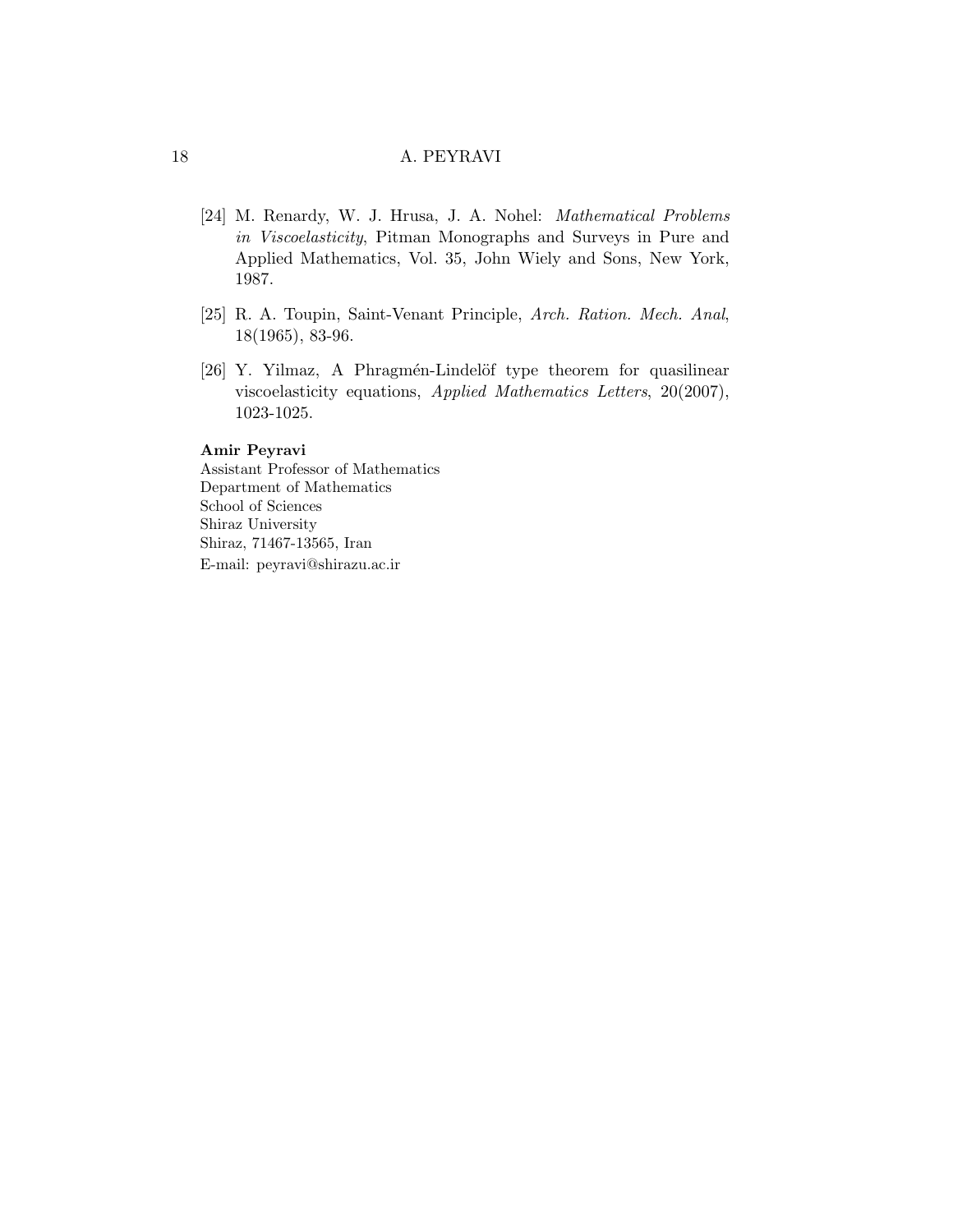[24] M. Renardy, W. J. Hrusa, J. A. Nohel: *Mathematical Problems in Viscoelasticity*, Pitman Monographs and Surveys in Pure and Applied Mathematics, Vol. 35, John Wiely and Sons, New York, 1987.

[25] R. A. Toupin, Saint-Venant Principle, *Arch. Ration. Mech. Anal*, 18(1965), 83-96.

[26] Y. Yilmaz, A Phragmén-Lindelöf type theorem for quasilinear viscoelasticity equations, *Applied Mathematics Letters*, 20(2007), 1023-1025.

**Amir Peyravi**
Assistant Professor of Mathematics
Department of Mathematics
School of Sciences
Shiraz University
Shiraz, 71467-13565, Iran
E-mail: peyravi@shirazu.ac.ir